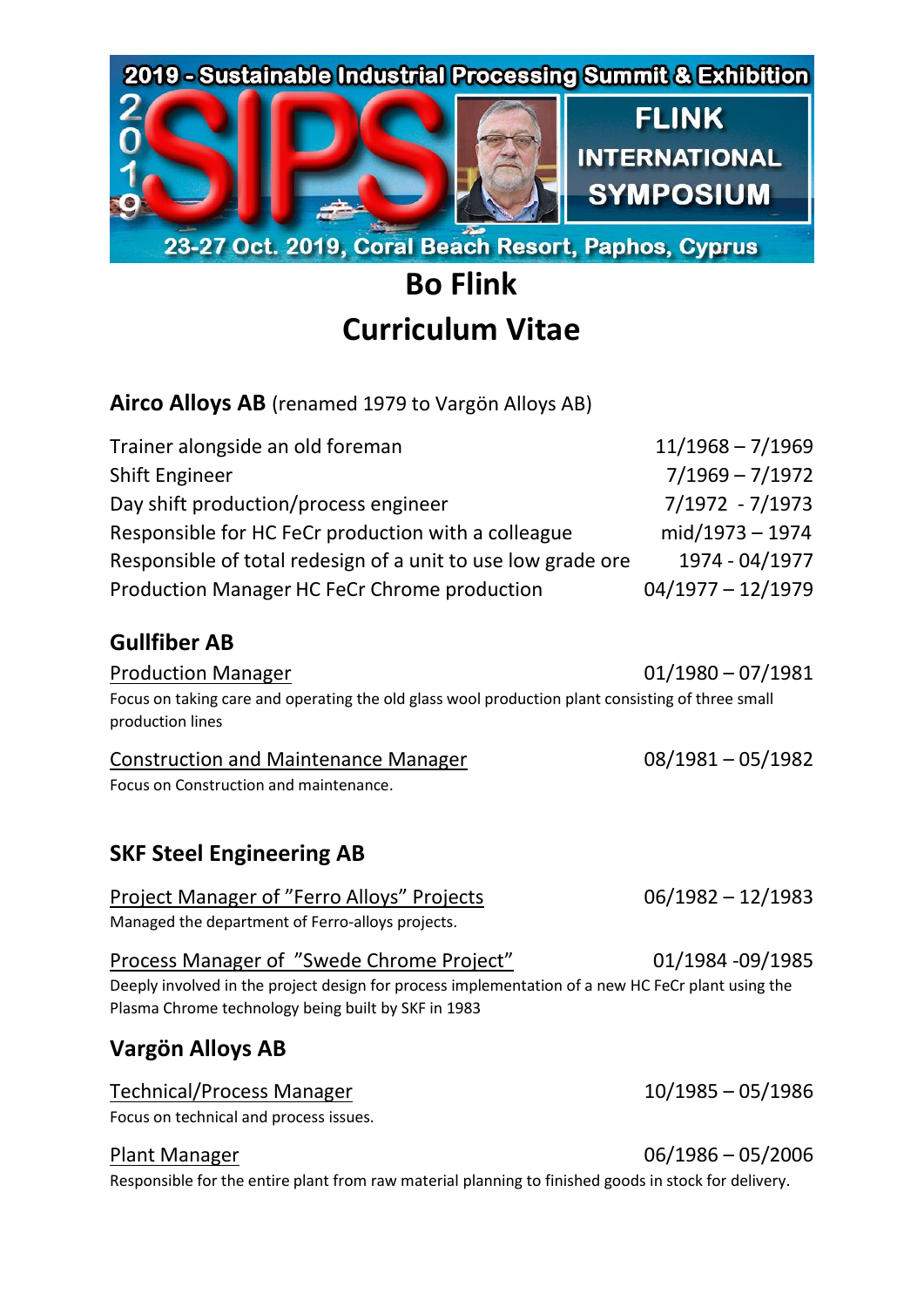2019 - Sustainable Industrial Processing Summit & Exhibition

FLINK INTERNATIONAL SYMPOSIUM

23-27 Oct. 2019, Coral Beach Resort, Paphos, Cyprus

# Bo Flink

# Curriculum Vitae

## **Airco Alloys AB** (renamed 1979 to Vargön Alloys AB)

| | |
|---|---|
| Trainer alongside an old foreman | 11/1968 – 7/1969 |
| Shift Engineer | 7/1969 – 7/1972 |
| Day shift production/process engineer | 7/1972 - 7/1973 |
| Responsible for HC FeCr production with a colleague | mid/1973 – 1974 |
| Responsible of total redesign of a unit to use low grade ore | 1974 - 04/1977 |
| Production Manager HC FeCr Chrome production | 04/1977 – 12/1979 |

## Gullfiber AB

Production Manager — 01/1980 – 07/1981

Focus on taking care and operating the old glass wool production plant consisting of three small production lines

Construction and Maintenance Manager — 08/1981 – 05/1982

Focus on Construction and maintenance.

## SKF Steel Engineering AB

Project Manager of "Ferro Alloys" Projects — 06/1982 – 12/1983

Managed the department of Ferro-alloys projects.

Process Manager of "Swede Chrome Project" — 01/1984 -09/1985

Deeply involved in the project design for process implementation of a new HC FeCr plant using the Plasma Chrome technology being built by SKF in 1983

## Vargön Alloys AB

Technical/Process Manager — 10/1985 – 05/1986

Focus on technical and process issues.

Plant Manager — 06/1986 – 05/2006

Responsible for the entire plant from raw material planning to finished goods in stock for delivery.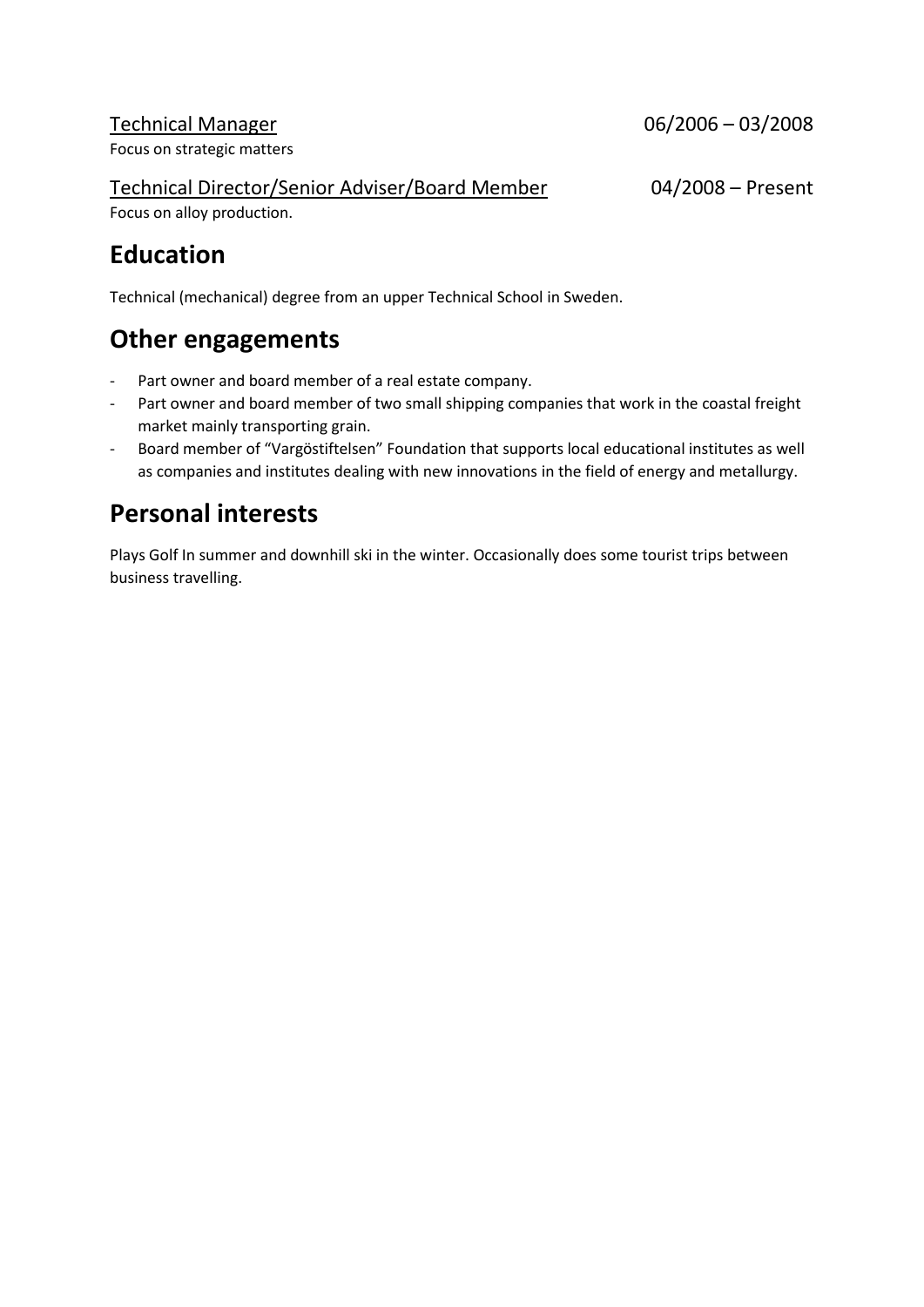Technical Manager 06/2006 – 03/2008

Focus on strategic matters

Technical Director/Senior Adviser/Board Member 04/2008 – Present

Focus on alloy production.

## Education

Technical (mechanical) degree from an upper Technical School in Sweden.

## Other engagements

- Part owner and board member of a real estate company.
- Part owner and board member of two small shipping companies that work in the coastal freight market mainly transporting grain.
- Board member of "Vargöstiftelsen" Foundation that supports local educational institutes as well as companies and institutes dealing with new innovations in the field of energy and metallurgy.

## Personal interests

Plays Golf In summer and downhill ski in the winter. Occasionally does some tourist trips between business travelling.